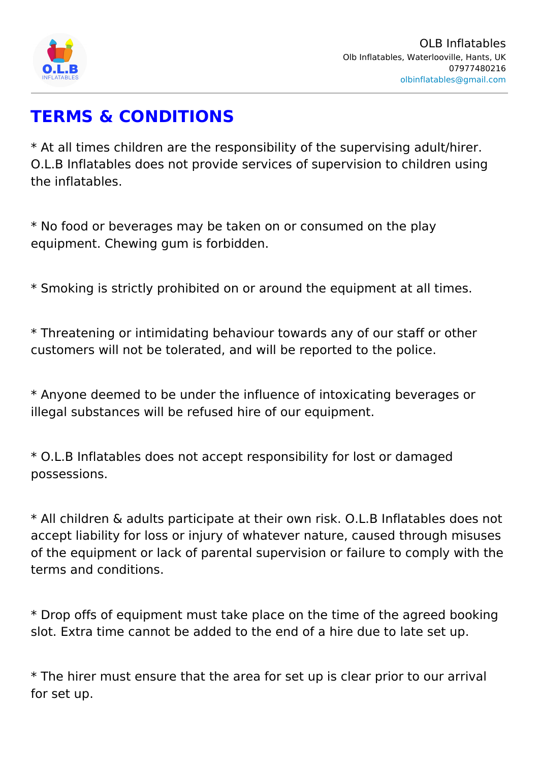OLB Inflatables
Olb Inflatables, Waterlooville, Hants, UK
07977480216
olbinflatables@gmail.com

# TERMS & CONDITIONS

* At all times children are the responsibility of the supervising adult/hirer. O.L.B Inflatables does not provide services of supervision to children using the inflatables.

* No food or beverages may be taken on or consumed on the play equipment. Chewing gum is forbidden.

* Smoking is strictly prohibited on or around the equipment at all times.

* Threatening or intimidating behaviour towards any of our staff or other customers will not be tolerated, and will be reported to the police.

* Anyone deemed to be under the influence of intoxicating beverages or illegal substances will be refused hire of our equipment.

* O.L.B Inflatables does not accept responsibility for lost or damaged possessions.

* All children & adults participate at their own risk. O.L.B Inflatables does not accept liability for loss or injury of whatever nature, caused through misuses of the equipment or lack of parental supervision or failure to comply with the terms and conditions.

* Drop offs of equipment must take place on the time of the agreed booking slot. Extra time cannot be added to the end of a hire due to late set up.

* The hirer must ensure that the area for set up is clear prior to our arrival for set up.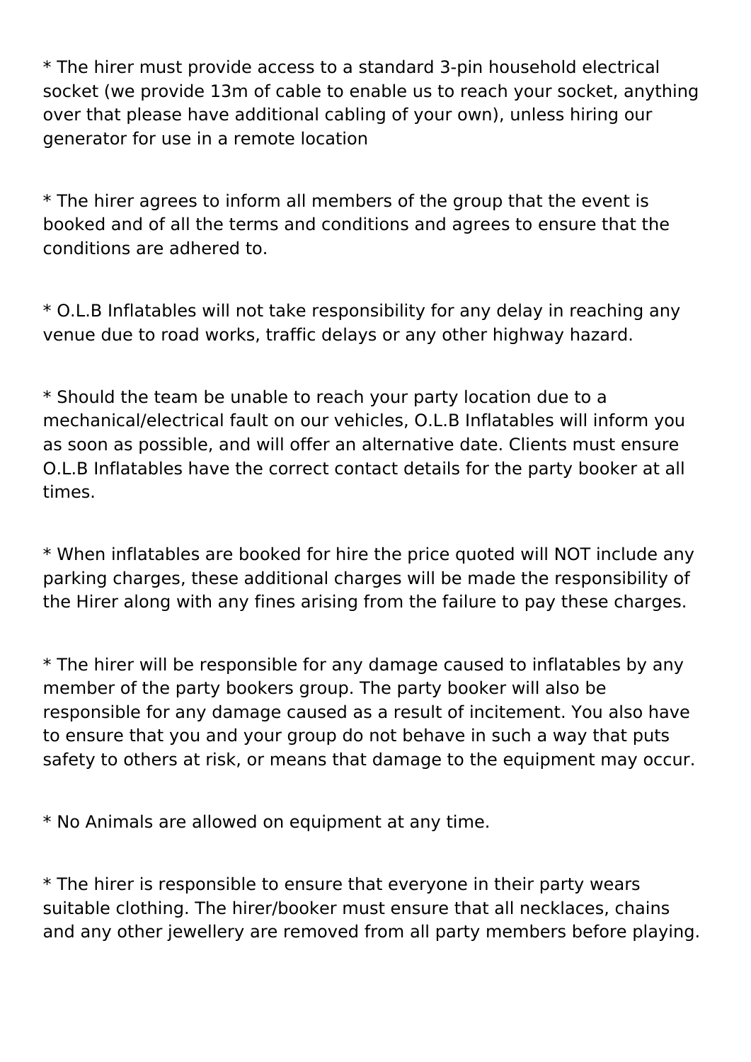* The hirer must provide access to a standard 3-pin household electrical socket (we provide 13m of cable to enable us to reach your socket, anything over that please have additional cabling of your own), unless hiring our generator for use in a remote location

* The hirer agrees to inform all members of the group that the event is booked and of all the terms and conditions and agrees to ensure that the conditions are adhered to.

* O.L.B Inflatables will not take responsibility for any delay in reaching any venue due to road works, traffic delays or any other highway hazard.

* Should the team be unable to reach your party location due to a mechanical/electrical fault on our vehicles, O.L.B Inflatables will inform you as soon as possible, and will offer an alternative date. Clients must ensure O.L.B Inflatables have the correct contact details for the party booker at all times.

* When inflatables are booked for hire the price quoted will NOT include any parking charges, these additional charges will be made the responsibility of the Hirer along with any fines arising from the failure to pay these charges.

* The hirer will be responsible for any damage caused to inflatables by any member of the party bookers group. The party booker will also be responsible for any damage caused as a result of incitement. You also have to ensure that you and your group do not behave in such a way that puts safety to others at risk, or means that damage to the equipment may occur.

* No Animals are allowed on equipment at any time.

* The hirer is responsible to ensure that everyone in their party wears suitable clothing. The hirer/booker must ensure that all necklaces, chains and any other jewellery are removed from all party members before playing.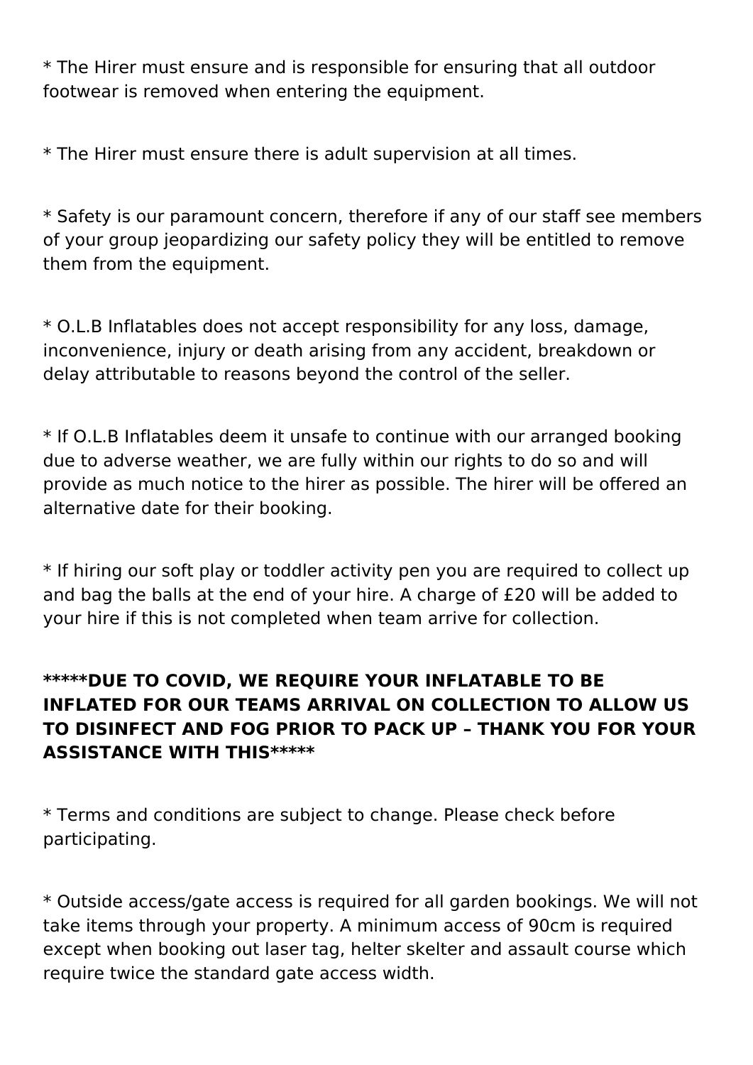* The Hirer must ensure and is responsible for ensuring that all outdoor footwear is removed when entering the equipment.

* The Hirer must ensure there is adult supervision at all times.

* Safety is our paramount concern, therefore if any of our staff see members of your group jeopardizing our safety policy they will be entitled to remove them from the equipment.

* O.L.B Inflatables does not accept responsibility for any loss, damage, inconvenience, injury or death arising from any accident, breakdown or delay attributable to reasons beyond the control of the seller.

* If O.L.B Inflatables deem it unsafe to continue with our arranged booking due to adverse weather, we are fully within our rights to do so and will provide as much notice to the hirer as possible. The hirer will be offered an alternative date for their booking.

* If hiring our soft play or toddler activity pen you are required to collect up and bag the balls at the end of your hire. A charge of £20 will be added to your hire if this is not completed when team arrive for collection.

**\*\*\*\*\*DUE TO COVID, WE REQUIRE YOUR INFLATABLE TO BE INFLATED FOR OUR TEAMS ARRIVAL ON COLLECTION TO ALLOW US TO DISINFECT AND FOG PRIOR TO PACK UP – THANK YOU FOR YOUR ASSISTANCE WITH THIS\*\*\*\*\***

* Terms and conditions are subject to change. Please check before participating.

* Outside access/gate access is required for all garden bookings. We will not take items through your property. A minimum access of 90cm is required except when booking out laser tag, helter skelter and assault course which require twice the standard gate access width.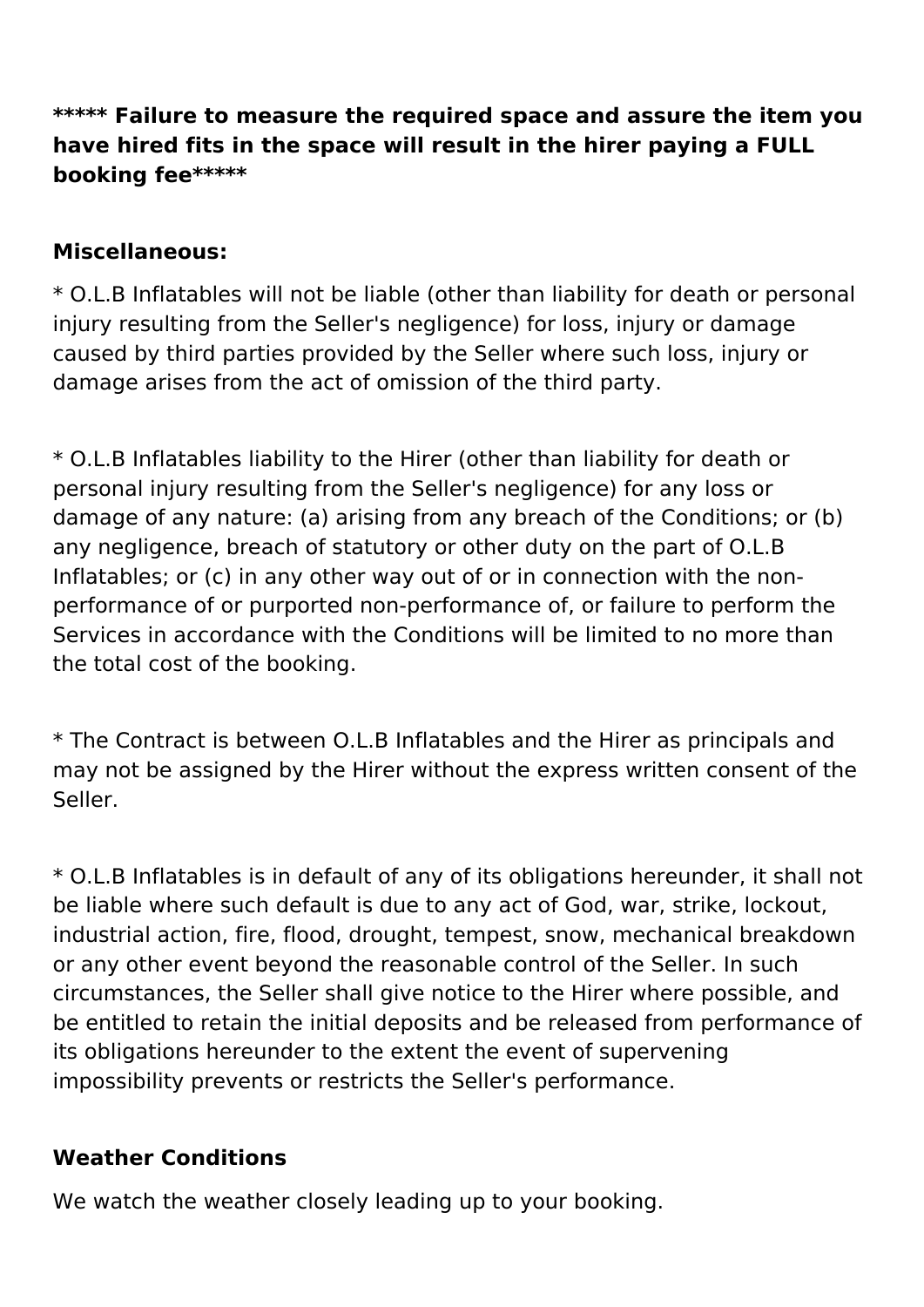**\*\*\*\*\* Failure to measure the required space and assure the item you have hired fits in the space will result in the hirer paying a FULL booking fee\*\*\*\*\***

**Miscellaneous:**

* O.L.B Inflatables will not be liable (other than liability for death or personal injury resulting from the Seller's negligence) for loss, injury or damage caused by third parties provided by the Seller where such loss, injury or damage arises from the act of omission of the third party.

* O.L.B Inflatables liability to the Hirer (other than liability for death or personal injury resulting from the Seller's negligence) for any loss or damage of any nature: (a) arising from any breach of the Conditions; or (b) any negligence, breach of statutory or other duty on the part of O.L.B Inflatables; or (c) in any other way out of or in connection with the non-performance of or purported non-performance of, or failure to perform the Services in accordance with the Conditions will be limited to no more than the total cost of the booking.

* The Contract is between O.L.B Inflatables and the Hirer as principals and may not be assigned by the Hirer without the express written consent of the Seller.

* O.L.B Inflatables is in default of any of its obligations hereunder, it shall not be liable where such default is due to any act of God, war, strike, lockout, industrial action, fire, flood, drought, tempest, snow, mechanical breakdown or any other event beyond the reasonable control of the Seller. In such circumstances, the Seller shall give notice to the Hirer where possible, and be entitled to retain the initial deposits and be released from performance of its obligations hereunder to the extent the event of supervening impossibility prevents or restricts the Seller's performance.

**Weather Conditions**

We watch the weather closely leading up to your booking.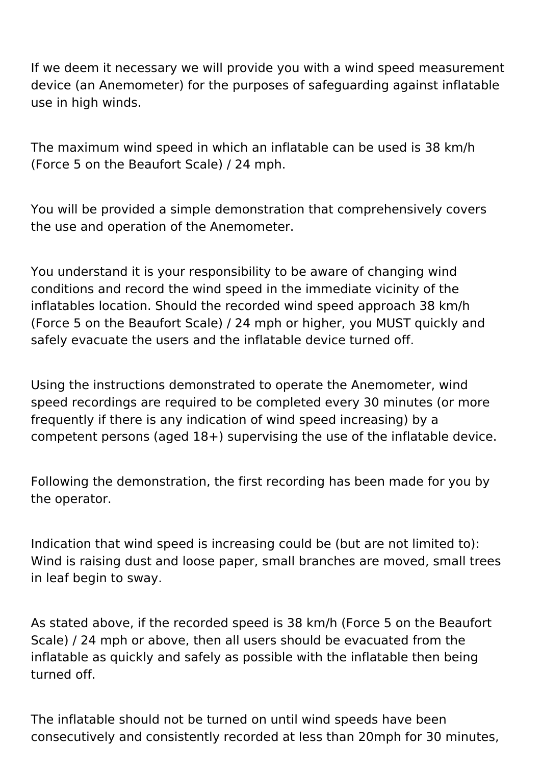If we deem it necessary we will provide you with a wind speed measurement device (an Anemometer) for the purposes of safeguarding against inflatable use in high winds.

The maximum wind speed in which an inflatable can be used is 38 km/h (Force 5 on the Beaufort Scale) / 24 mph.

You will be provided a simple demonstration that comprehensively covers the use and operation of the Anemometer.

You understand it is your responsibility to be aware of changing wind conditions and record the wind speed in the immediate vicinity of the inflatables location. Should the recorded wind speed approach 38 km/h (Force 5 on the Beaufort Scale) / 24 mph or higher, you MUST quickly and safely evacuate the users and the inflatable device turned off.

Using the instructions demonstrated to operate the Anemometer, wind speed recordings are required to be completed every 30 minutes (or more frequently if there is any indication of wind speed increasing) by a competent persons (aged 18+) supervising the use of the inflatable device.

Following the demonstration, the first recording has been made for you by the operator.

Indication that wind speed is increasing could be (but are not limited to): Wind is raising dust and loose paper, small branches are moved, small trees in leaf begin to sway.

As stated above, if the recorded speed is 38 km/h (Force 5 on the Beaufort Scale) / 24 mph or above, then all users should be evacuated from the inflatable as quickly and safely as possible with the inflatable then being turned off.

The inflatable should not be turned on until wind speeds have been consecutively and consistently recorded at less than 20mph for 30 minutes,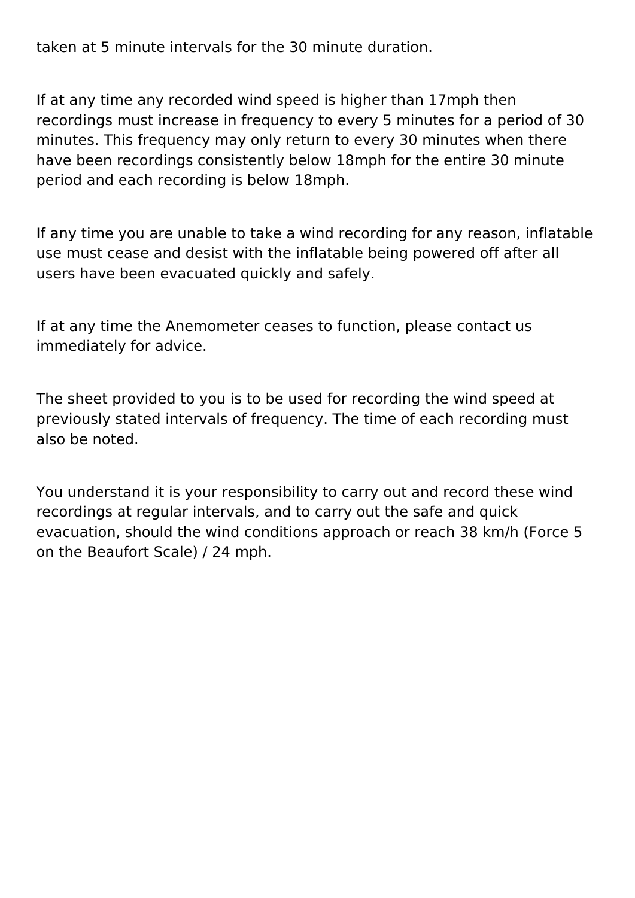taken at 5 minute intervals for the 30 minute duration.

If at any time any recorded wind speed is higher than 17mph then recordings must increase in frequency to every 5 minutes for a period of 30 minutes. This frequency may only return to every 30 minutes when there have been recordings consistently below 18mph for the entire 30 minute period and each recording is below 18mph.

If any time you are unable to take a wind recording for any reason, inflatable use must cease and desist with the inflatable being powered off after all users have been evacuated quickly and safely.

If at any time the Anemometer ceases to function, please contact us immediately for advice.

The sheet provided to you is to be used for recording the wind speed at previously stated intervals of frequency. The time of each recording must also be noted.

You understand it is your responsibility to carry out and record these wind recordings at regular intervals, and to carry out the safe and quick evacuation, should the wind conditions approach or reach 38 km/h (Force 5 on the Beaufort Scale) / 24 mph.